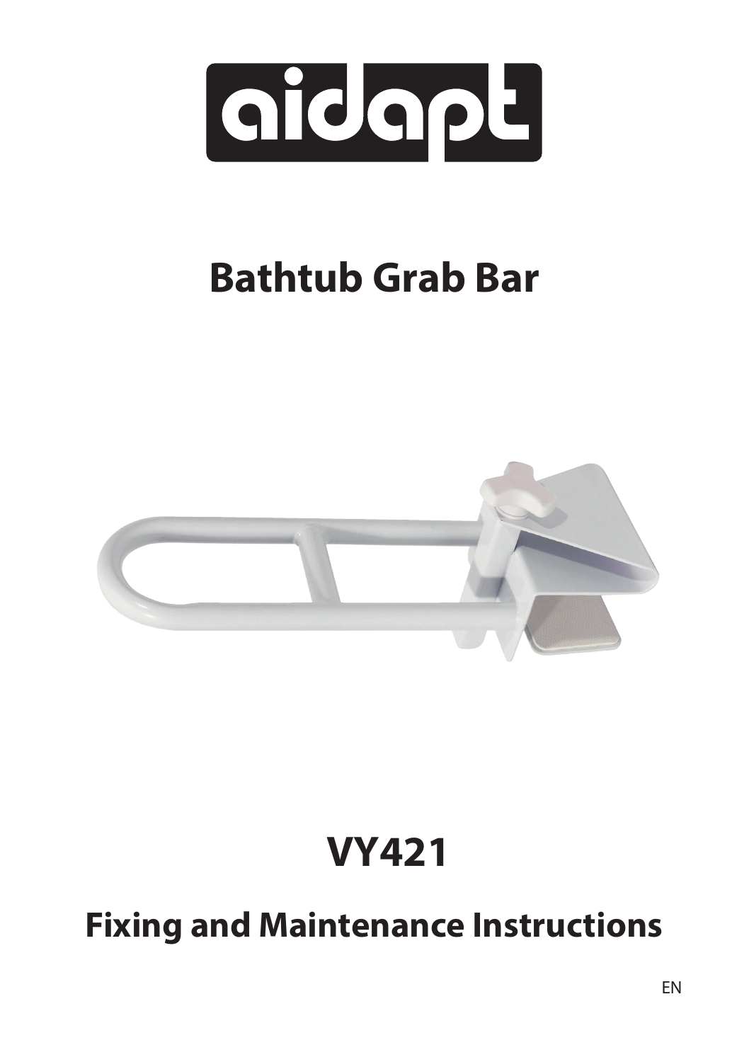aidapt

# Bathtub Grab Bar

# VY421

## Fixing and Maintenance Instructions

EN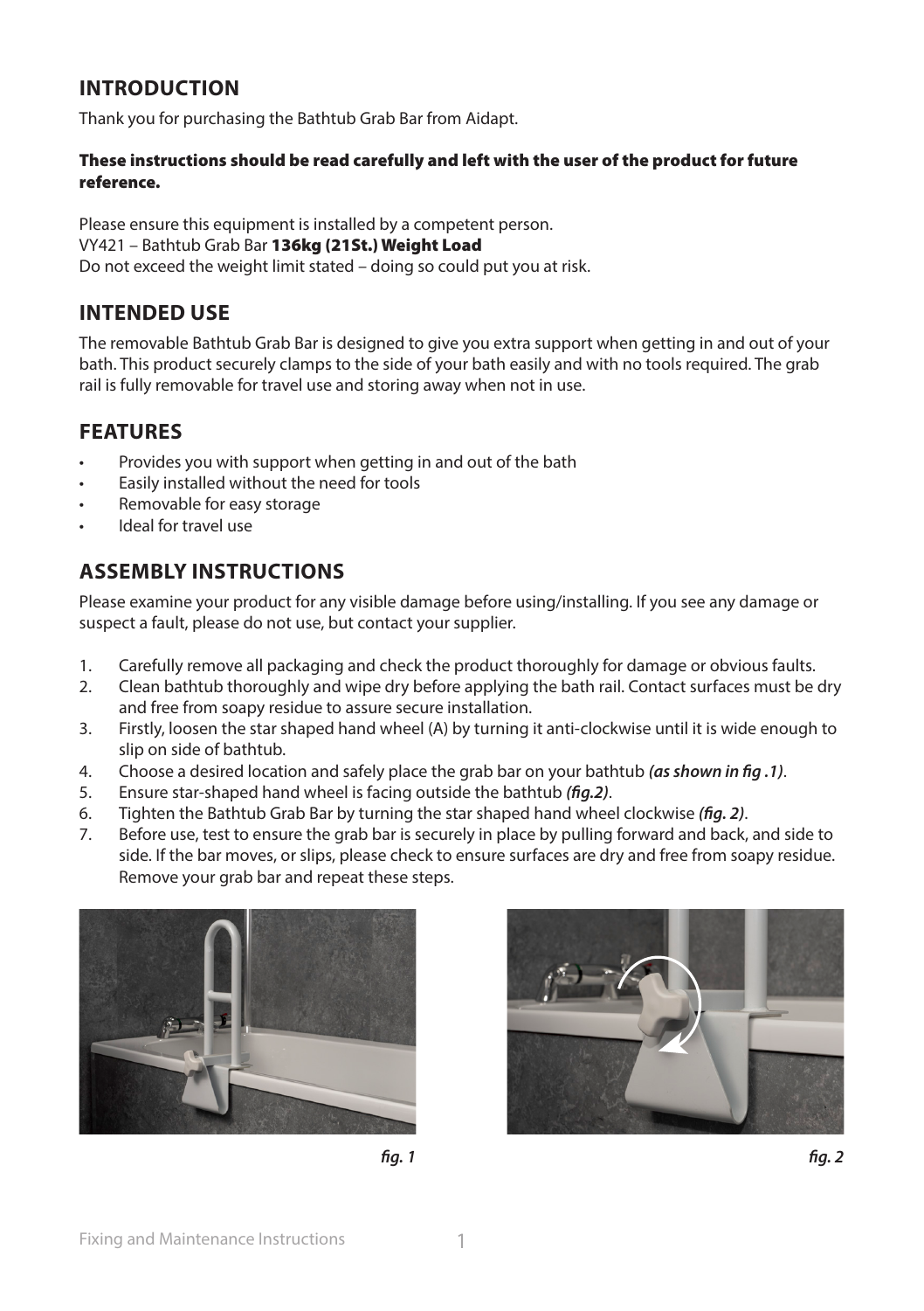## INTRODUCTION

Thank you for purchasing the Bathtub Grab Bar from Aidapt.

**These instructions should be read carefully and left with the user of the product for future reference.**

Please ensure this equipment is installed by a competent person.
VY421 – Bathtub Grab Bar **136kg (21St.) Weight Load**
Do not exceed the weight limit stated – doing so could put you at risk.

## INTENDED USE

The removable Bathtub Grab Bar is designed to give you extra support when getting in and out of your bath. This product securely clamps to the side of your bath easily and with no tools required. The grab rail is fully removable for travel use and storing away when not in use.

## FEATURES

- Provides you with support when getting in and out of the bath
- Easily installed without the need for tools
- Removable for easy storage
- Ideal for travel use

## ASSEMBLY INSTRUCTIONS

Please examine your product for any visible damage before using/installing. If you see any damage or suspect a fault, please do not use, but contact your supplier.

1. Carefully remove all packaging and check the product thoroughly for damage or obvious faults.
2. Clean bathtub thoroughly and wipe dry before applying the bath rail. Contact surfaces must be dry and free from soapy residue to assure secure installation.
3. Firstly, loosen the star shaped hand wheel (A) by turning it anti-clockwise until it is wide enough to slip on side of bathtub.
4. Choose a desired location and safely place the grab bar on your bathtub ***(as shown in fig .1)***.
5. Ensure star-shaped hand wheel is facing outside the bathtub ***(fig.2)***.
6. Tighten the Bathtub Grab Bar by turning the star shaped hand wheel clockwise ***(fig. 2)***.
7. Before use, test to ensure the grab bar is securely in place by pulling forward and back, and side to side. If the bar moves, or slips, please check to ensure surfaces are dry and free from soapy residue. Remove your grab bar and repeat these steps.

***fig. 1***

***fig. 2***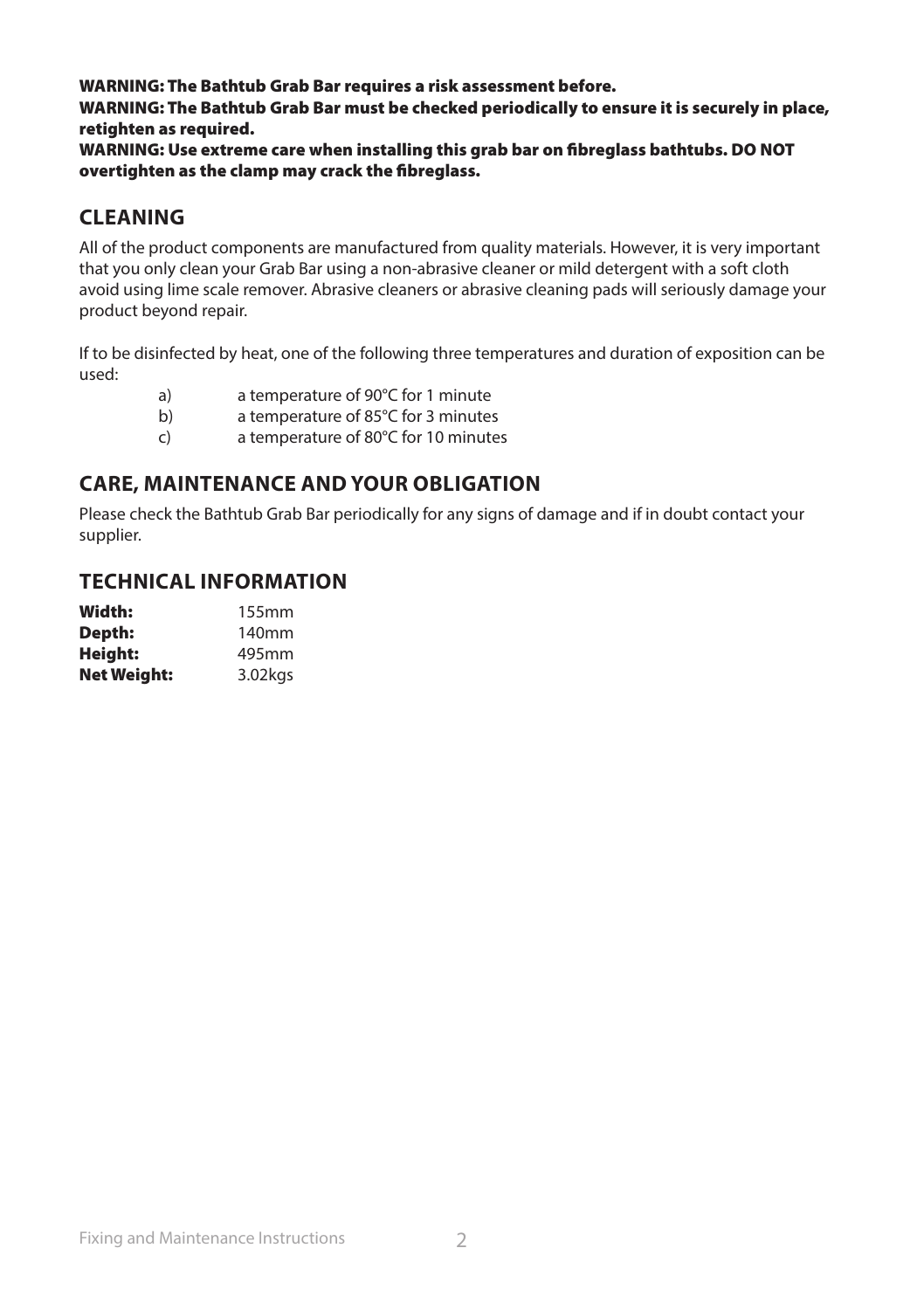**WARNING: The Bathtub Grab Bar requires a risk assessment before.**
**WARNING: The Bathtub Grab Bar must be checked periodically to ensure it is securely in place, retighten as required.**
**WARNING: Use extreme care when installing this grab bar on fibreglass bathtubs. DO NOT overtighten as the clamp may crack the fibreglass.**

## CLEANING

All of the product components are manufactured from quality materials. However, it is very important that you only clean your Grab Bar using a non-abrasive cleaner or mild detergent with a soft cloth avoid using lime scale remover. Abrasive cleaners or abrasive cleaning pads will seriously damage your product beyond repair.

If to be disinfected by heat, one of the following three temperatures and duration of exposition can be used:

a) a temperature of 90°C for 1 minute
b) a temperature of 85°C for 3 minutes
c) a temperature of 80°C for 10 minutes

## CARE, MAINTENANCE AND YOUR OBLIGATION

Please check the Bathtub Grab Bar periodically for any signs of damage and if in doubt contact your supplier.

## TECHNICAL INFORMATION

| | |
|---|---|
| **Width:** | 155mm |
| **Depth:** | 140mm |
| **Height:** | 495mm |
| **Net Weight:** | 3.02kgs |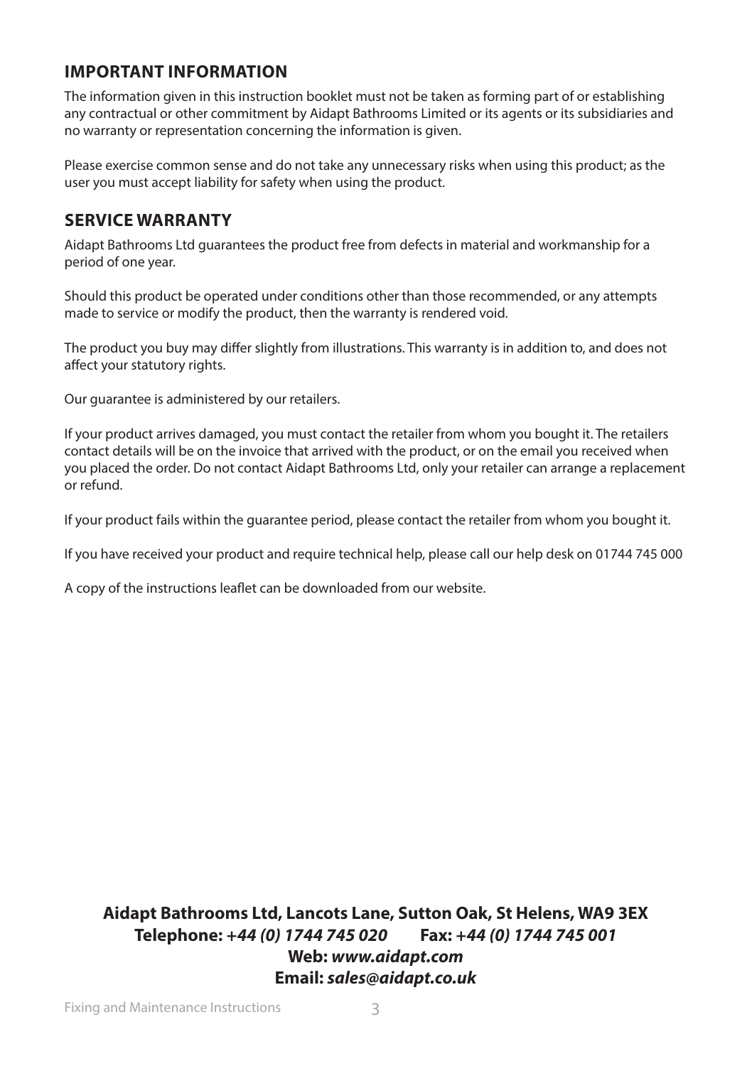## IMPORTANT INFORMATION

The information given in this instruction booklet must not be taken as forming part of or establishing any contractual or other commitment by Aidapt Bathrooms Limited or its agents or its subsidiaries and no warranty or representation concerning the information is given.

Please exercise common sense and do not take any unnecessary risks when using this product; as the user you must accept liability for safety when using the product.

## SERVICE WARRANTY

Aidapt Bathrooms Ltd guarantees the product free from defects in material and workmanship for a period of one year.

Should this product be operated under conditions other than those recommended, or any attempts made to service or modify the product, then the warranty is rendered void.

The product you buy may differ slightly from illustrations. This warranty is in addition to, and does not affect your statutory rights.

Our guarantee is administered by our retailers.

If your product arrives damaged, you must contact the retailer from whom you bought it. The retailers contact details will be on the invoice that arrived with the product, or on the email you received when you placed the order. Do not contact Aidapt Bathrooms Ltd, only your retailer can arrange a replacement or refund.

If your product fails within the guarantee period, please contact the retailer from whom you bought it.

If you have received your product and require technical help, please call our help desk on 01744 745 000

A copy of the instructions leaflet can be downloaded from our website.

**Aidapt Bathrooms Ltd, Lancots Lane, Sutton Oak, St Helens, WA9 3EX**
**Telephone:** ***+44 (0) 1744 745 020*** **Fax:** ***+44 (0) 1744 745 001***
**Web:** ***www.aidapt.com***
**Email:** ***sales@aidapt.co.uk***